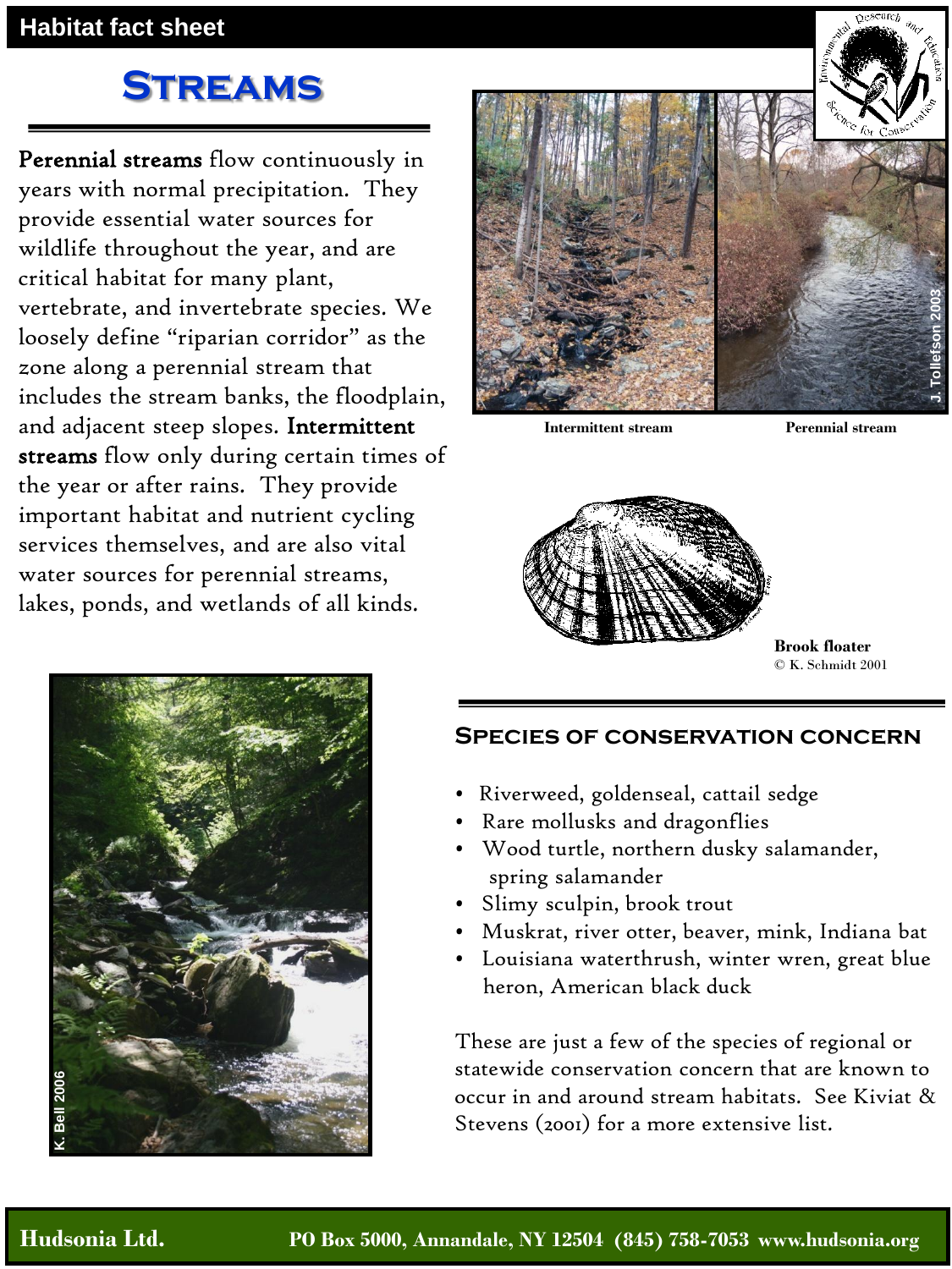Habitat fact sheet

# Streams

**Perennial streams** flow continuously in years with normal precipitation. They provide essential water sources for wildlife throughout the year, and are critical habitat for many plant, vertebrate, and invertebrate species. We loosely define "riparian corridor" as the zone along a perennial stream that includes the stream banks, the floodplain, and adjacent steep slopes. **Intermittent streams** flow only during certain times of the year or after rains. They provide important habitat and nutrient cycling services themselves, and are also vital water sources for perennial streams, lakes, ponds, and wetlands of all kinds.

J. Tollefson 2003

**Intermittent stream** **Perennial stream**

**Brook floater**
© K. Schmidt 2001

K. Bell 2006

## Species of conservation concern

- Riverweed, goldenseal, cattail sedge
- Rare mollusks and dragonflies
- Wood turtle, northern dusky salamander, spring salamander
- Slimy sculpin, brook trout
- Muskrat, river otter, beaver, mink, Indiana bat
- Louisiana waterthrush, winter wren, great blue heron, American black duck

These are just a few of the species of regional or statewide conservation concern that are known to occur in and around stream habitats. See Kiviat & Stevens (2001) for a more extensive list.

**Hudsonia Ltd.** **PO Box 5000, Annandale, NY 12504 (845) 758-7053 www.hudsonia.org**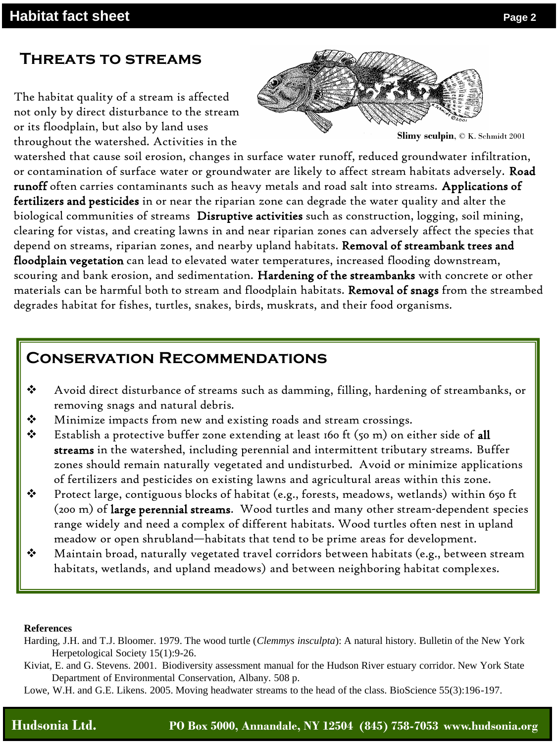## Threats to streams

The habitat quality of a stream is affected not only by direct disturbance to the stream or its floodplain, but also by land uses throughout the watershed. Activities in the watershed that cause soil erosion, changes in surface water runoff, reduced groundwater infiltration, or contamination of surface water or groundwater are likely to affect stream habitats adversely. **Road runoff** often carries contaminants such as heavy metals and road salt into streams. **Applications of fertilizers and pesticides** in or near the riparian zone can degrade the water quality and alter the biological communities of streams **Disruptive activities** such as construction, logging, soil mining, clearing for vistas, and creating lawns in and near riparian zones can adversely affect the species that depend on streams, riparian zones, and nearby upland habitats. **Removal of streambank trees and floodplain vegetation** can lead to elevated water temperatures, increased flooding downstream, scouring and bank erosion, and sedimentation. **Hardening of the streambanks** with concrete or other materials can be harmful both to stream and floodplain habitats. **Removal of snags** from the streambed degrades habitat for fishes, turtles, snakes, birds, muskrats, and their food organisms.

**Slimy sculpin**, © K. Schmidt 2001

## Conservation Recommendations

- Avoid direct disturbance of streams such as damming, filling, hardening of streambanks, or removing snags and natural debris.
- Minimize impacts from new and existing roads and stream crossings.
- Establish a protective buffer zone extending at least 160 ft (50 m) on either side of **all streams** in the watershed, including perennial and intermittent tributary streams. Buffer zones should remain naturally vegetated and undisturbed. Avoid or minimize applications of fertilizers and pesticides on existing lawns and agricultural areas within this zone.
- Protect large, contiguous blocks of habitat (e.g., forests, meadows, wetlands) within 650 ft (200 m) of **large perennial streams**. Wood turtles and many other stream-dependent species range widely and need a complex of different habitats. Wood turtles often nest in upland meadow or open shrubland—habitats that tend to be prime areas for development.
- Maintain broad, naturally vegetated travel corridors between habitats (e.g., between stream habitats, wetlands, and upland meadows) and between neighboring habitat complexes.

**References**

Harding, J.H. and T.J. Bloomer. 1979. The wood turtle (*Clemmys insculpta*): A natural history. Bulletin of the New York Herpetological Society 15(1):9-26.

Kiviat, E. and G. Stevens. 2001. Biodiversity assessment manual for the Hudson River estuary corridor. New York State Department of Environmental Conservation, Albany. 508 p.

Lowe, W.H. and G.E. Likens. 2005. Moving headwater streams to the head of the class. BioScience 55(3):196-197.

**Hudsonia Ltd.** PO Box 5000, Annandale, NY 12504 (845) 758-7053 www.hudsonia.org